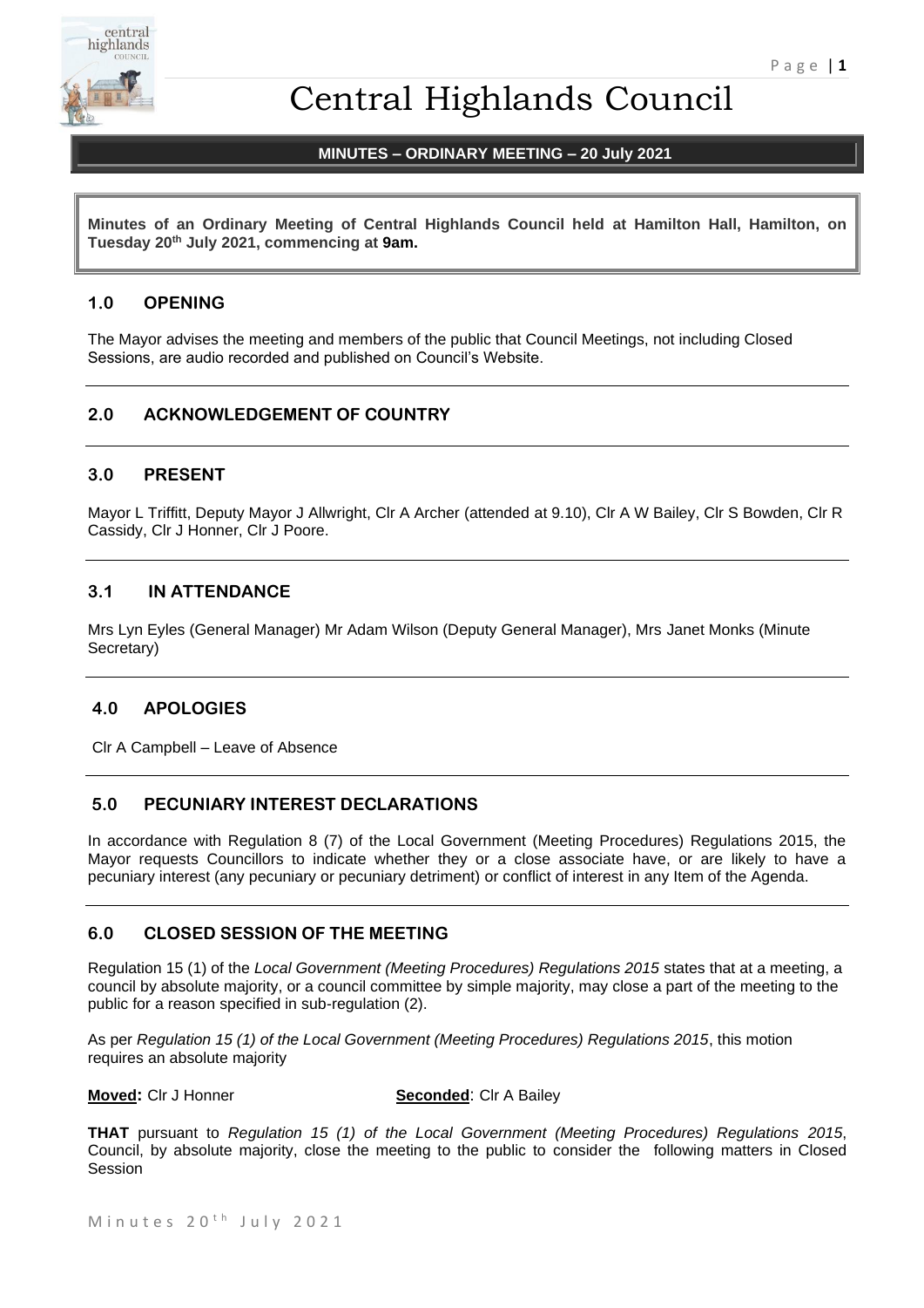# Central Highlands Council

## MINUTES – ORDINARY MEETING – 20 July 2021

**Minutes of an Ordinary Meeting of Central Highlands Council held at Hamilton Hall, Hamilton, on Tuesday 20th July 2021, commencing at 9am.**

## 1.0 OPENING

The Mayor advises the meeting and members of the public that Council Meetings, not including Closed Sessions, are audio recorded and published on Council's Website.

## 2.0 ACKNOWLEDGEMENT OF COUNTRY

## 3.0 PRESENT

Mayor L Triffitt, Deputy Mayor J Allwright, Clr A Archer (attended at 9.10), Clr A W Bailey, Clr S Bowden, Clr R Cassidy, Clr J Honner, Clr J Poore.

## 3.1 IN ATTENDANCE

Mrs Lyn Eyles (General Manager) Mr Adam Wilson (Deputy General Manager), Mrs Janet Monks (Minute Secretary)

## 4.0 APOLOGIES

Clr A Campbell – Leave of Absence

## 5.0 PECUNIARY INTEREST DECLARATIONS

In accordance with Regulation 8 (7) of the Local Government (Meeting Procedures) Regulations 2015, the Mayor requests Councillors to indicate whether they or a close associate have, or are likely to have a pecuniary interest (any pecuniary or pecuniary detriment) or conflict of interest in any Item of the Agenda.

## 6.0 CLOSED SESSION OF THE MEETING

Regulation 15 (1) of the *Local Government (Meeting Procedures) Regulations 2015* states that at a meeting, a council by absolute majority, or a council committee by simple majority, may close a part of the meeting to the public for a reason specified in sub-regulation (2).

As per *Regulation 15 (1) of the Local Government (Meeting Procedures) Regulations 2015*, this motion requires an absolute majority

**Moved:** Clr J Honner **Seconded**: Clr A Bailey

**THAT** pursuant to *Regulation 15 (1) of the Local Government (Meeting Procedures) Regulations 2015*, Council, by absolute majority, close the meeting to the public to consider the following matters in Closed Session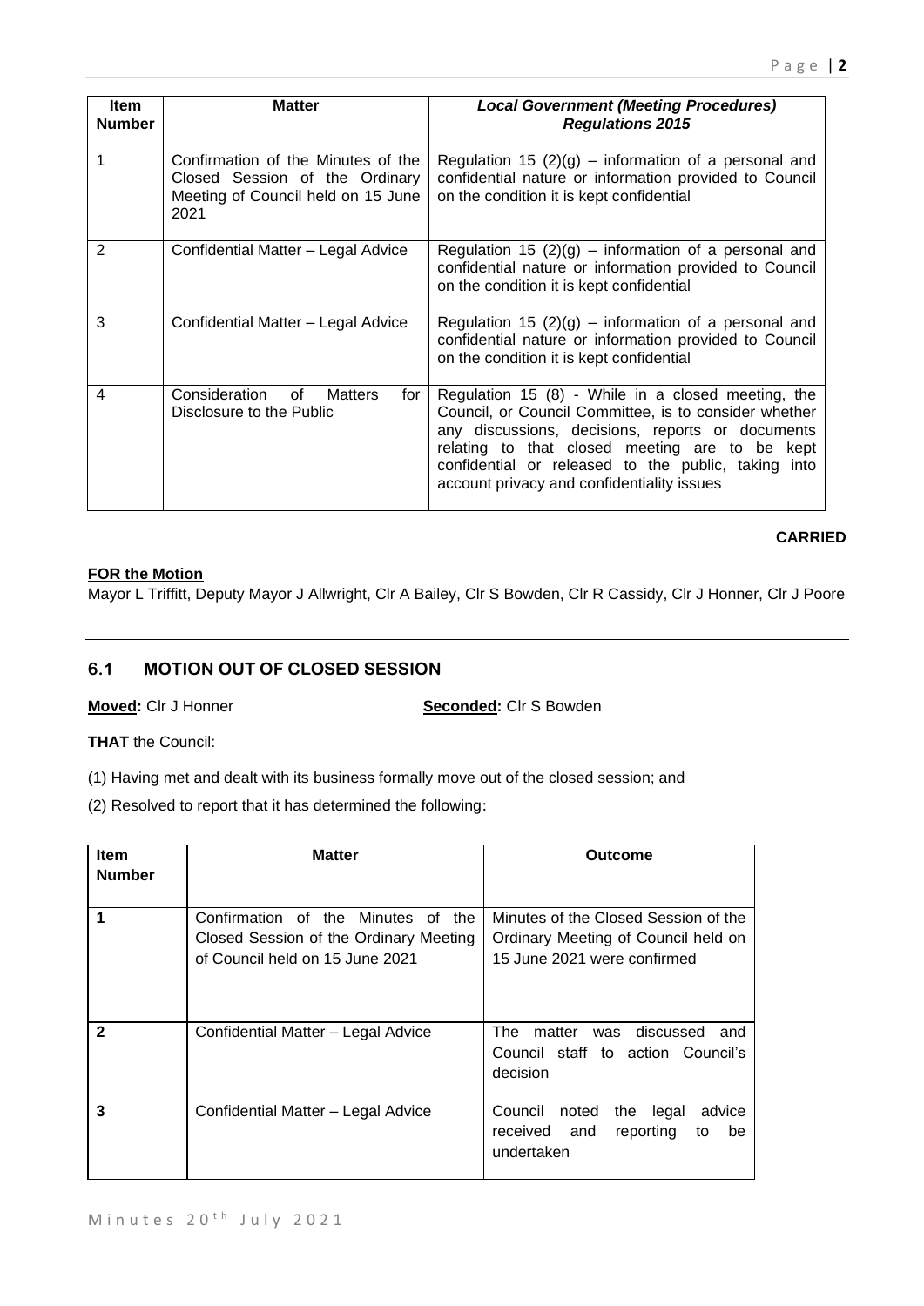| Item Number | Matter | *Local Government (Meeting Procedures) Regulations 2015* |
|---|---|---|
| 1 | Confirmation of the Minutes of the Closed Session of the Ordinary Meeting of Council held on 15 June 2021 | Regulation 15 (2)(g) – information of a personal and confidential nature or information provided to Council on the condition it is kept confidential |
| 2 | Confidential Matter – Legal Advice | Regulation 15 (2)(g) – information of a personal and confidential nature or information provided to Council on the condition it is kept confidential |
| 3 | Confidential Matter – Legal Advice | Regulation 15 (2)(g) – information of a personal and confidential nature or information provided to Council on the condition it is kept confidential |
| 4 | Consideration of Matters for Disclosure to the Public | Regulation 15 (8) - While in a closed meeting, the Council, or Council Committee, is to consider whether any discussions, decisions, reports or documents relating to that closed meeting are to be kept confidential or released to the public, taking into account privacy and confidentiality issues |

**CARRIED**

**FOR the Motion**

Mayor L Triffitt, Deputy Mayor J Allwright, Clr A Bailey, Clr S Bowden, Clr R Cassidy, Clr J Honner, Clr J Poore

## 6.1 MOTION OUT OF CLOSED SESSION

**Moved:** Clr J Honner **Seconded:** Clr S Bowden

**THAT** the Council:

(1) Having met and dealt with its business formally move out of the closed session; and

(2) Resolved to report that it has determined the following:

| Item Number | Matter | Outcome |
|---|---|---|
| **1** | Confirmation of the Minutes of the Closed Session of the Ordinary Meeting of Council held on 15 June 2021 | Minutes of the Closed Session of the Ordinary Meeting of Council held on 15 June 2021 were confirmed |
| **2** | Confidential Matter – Legal Advice | The matter was discussed and Council staff to action Council's decision |
| **3** | Confidential Matter – Legal Advice | Council noted the legal advice received and reporting to be undertaken |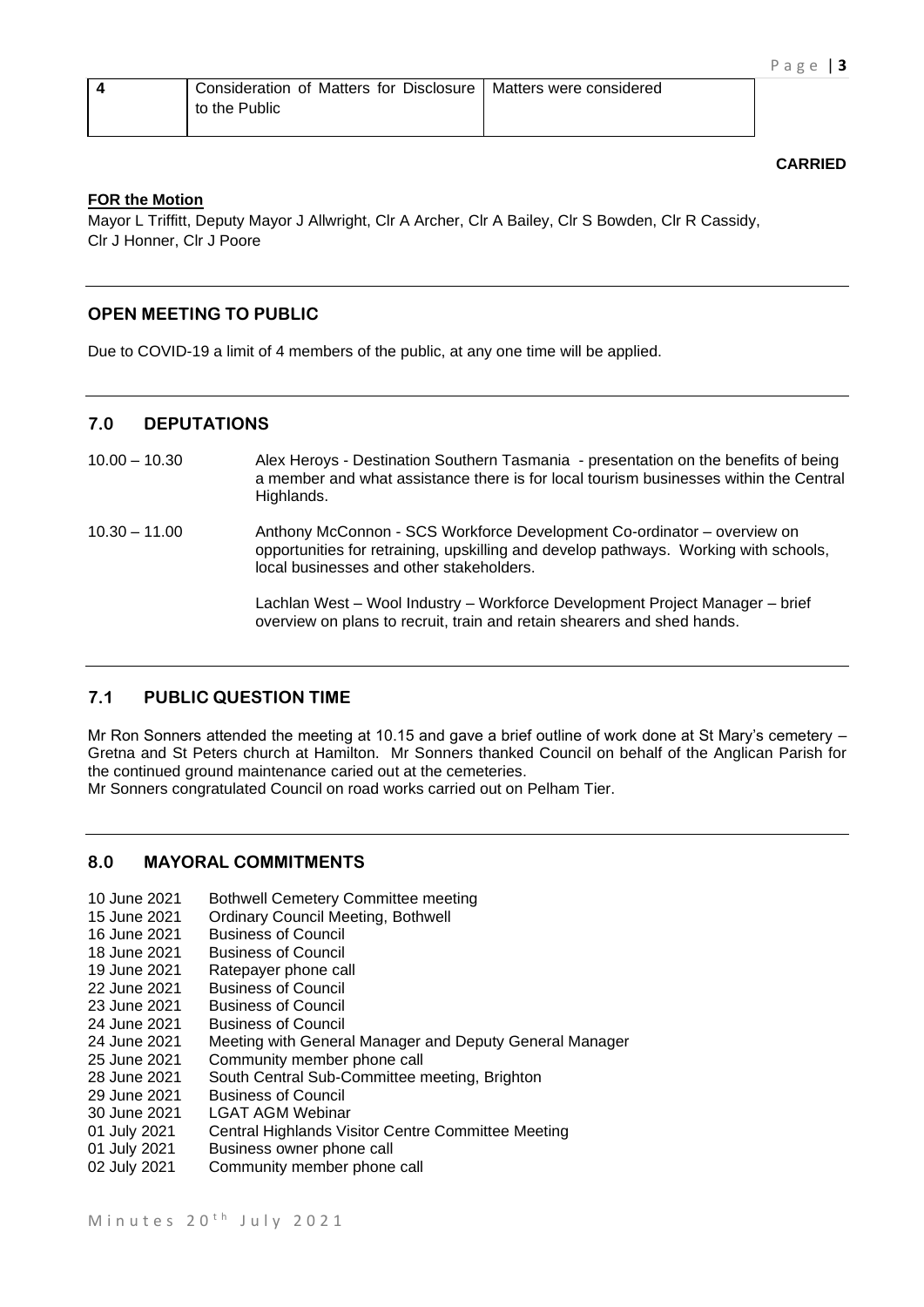| 4 | Consideration of Matters for Disclosure to the Public | Matters were considered |
|---|---|---|

**CARRIED**

**FOR the Motion**

Mayor L Triffitt, Deputy Mayor J Allwright, Clr A Archer, Clr A Bailey, Clr S Bowden, Clr R Cassidy, Clr J Honner, Clr J Poore

---

### OPEN MEETING TO PUBLIC

Due to COVID-19 a limit of 4 members of the public, at any one time will be applied.

---

## 7.0 DEPUTATIONS

10.00 – 10.30 Alex Heroys - Destination Southern Tasmania - presentation on the benefits of being a member and what assistance there is for local tourism businesses within the Central Highlands.

10.30 – 11.00 Anthony McConnon - SCS Workforce Development Co-ordinator – overview on opportunities for retraining, upskilling and develop pathways. Working with schools, local businesses and other stakeholders.

Lachlan West – Wool Industry – Workforce Development Project Manager – brief overview on plans to recruit, train and retain shearers and shed hands.

---

## 7.1 PUBLIC QUESTION TIME

Mr Ron Sonners attended the meeting at 10.15 and gave a brief outline of work done at St Mary's cemetery – Gretna and St Peters church at Hamilton. Mr Sonners thanked Council on behalf of the Anglican Parish for the continued ground maintenance caried out at the cemeteries.

Mr Sonners congratulated Council on road works carried out on Pelham Tier.

---

## 8.0 MAYORAL COMMITMENTS

10 June 2021 Bothwell Cemetery Committee meeting
15 June 2021 Ordinary Council Meeting, Bothwell
16 June 2021 Business of Council
18 June 2021 Business of Council
19 June 2021 Ratepayer phone call
22 June 2021 Business of Council
23 June 2021 Business of Council
24 June 2021 Business of Council
24 June 2021 Meeting with General Manager and Deputy General Manager
25 June 2021 Community member phone call
28 June 2021 South Central Sub-Committee meeting, Brighton
29 June 2021 Business of Council
30 June 2021 LGAT AGM Webinar
01 July 2021 Central Highlands Visitor Centre Committee Meeting
01 July 2021 Business owner phone call
02 July 2021 Community member phone call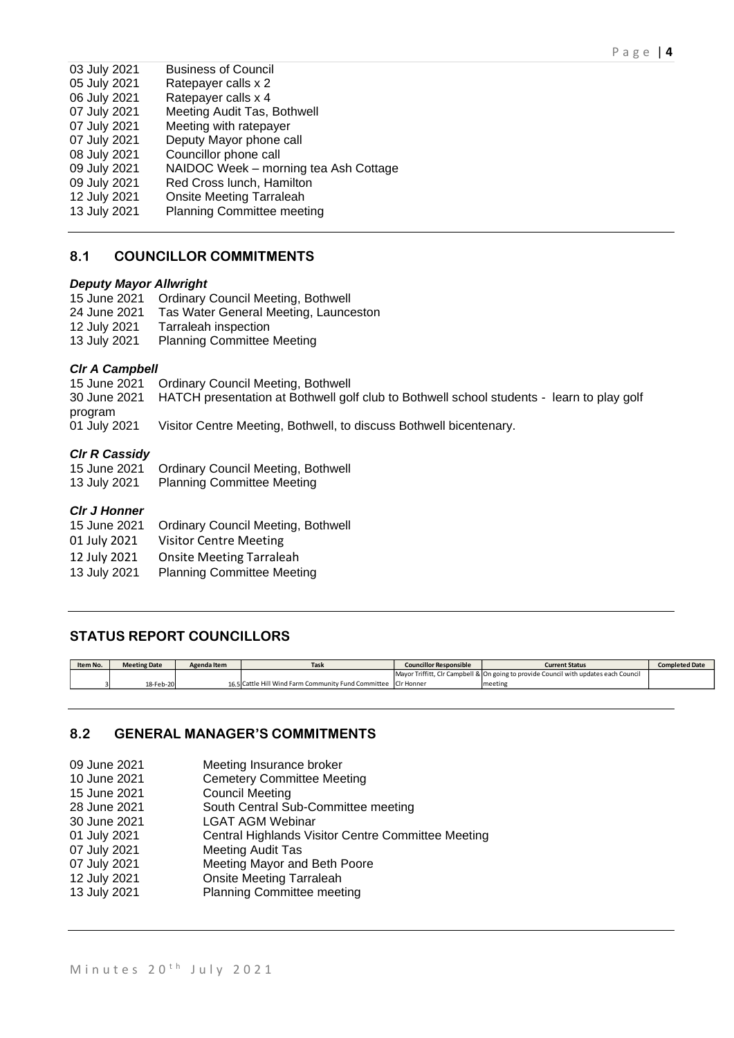03 July 2021 Business of Council
05 July 2021 Ratepayer calls x 2
06 July 2021 Ratepayer calls x 4
07 July 2021 Meeting Audit Tas, Bothwell
07 July 2021 Meeting with ratepayer
07 July 2021 Deputy Mayor phone call
08 July 2021 Councillor phone call
09 July 2021 NAIDOC Week – morning tea Ash Cottage
09 July 2021 Red Cross lunch, Hamilton
12 July 2021 Onsite Meeting Tarraleah
13 July 2021 Planning Committee meeting

## 8.1 COUNCILLOR COMMITMENTS

***Deputy Mayor Allwright***

15 June 2021 Ordinary Council Meeting, Bothwell
24 June 2021 Tas Water General Meeting, Launceston
12 July 2021 Tarraleah inspection
13 July 2021 Planning Committee Meeting

***Clr A Campbell***

15 June 2021 Ordinary Council Meeting, Bothwell
30 June 2021 HATCH presentation at Bothwell golf club to Bothwell school students - learn to play golf program
01 July 2021 Visitor Centre Meeting, Bothwell, to discuss Bothwell bicentenary.

***Clr R Cassidy***

15 June 2021 Ordinary Council Meeting, Bothwell
13 July 2021 Planning Committee Meeting

***Clr J Honner***

15 June 2021 Ordinary Council Meeting, Bothwell
01 July 2021 Visitor Centre Meeting
12 July 2021 Onsite Meeting Tarraleah
13 July 2021 Planning Committee Meeting

## STATUS REPORT COUNCILLORS

| Item No. | Meeting Date | Agenda Item | Task | Councillor Responsible | Current Status | Completed Date |
|---|---|---|---|---|---|---|
| 3 | 18-Feb-20 | 16.5 | Cattle Hill Wind Farm Community Fund Committee | Mayor Triffitt, Clr Campbell & Clr Honner | On going to provide Council with updates each Council meeting | |

## 8.2 GENERAL MANAGER'S COMMITMENTS

09 June 2021 Meeting Insurance broker
10 June 2021 Cemetery Committee Meeting
15 June 2021 Council Meeting
28 June 2021 South Central Sub-Committee meeting
30 June 2021 LGAT AGM Webinar
01 July 2021 Central Highlands Visitor Centre Committee Meeting
07 July 2021 Meeting Audit Tas
07 July 2021 Meeting Mayor and Beth Poore
12 July 2021 Onsite Meeting Tarraleah
13 July 2021 Planning Committee meeting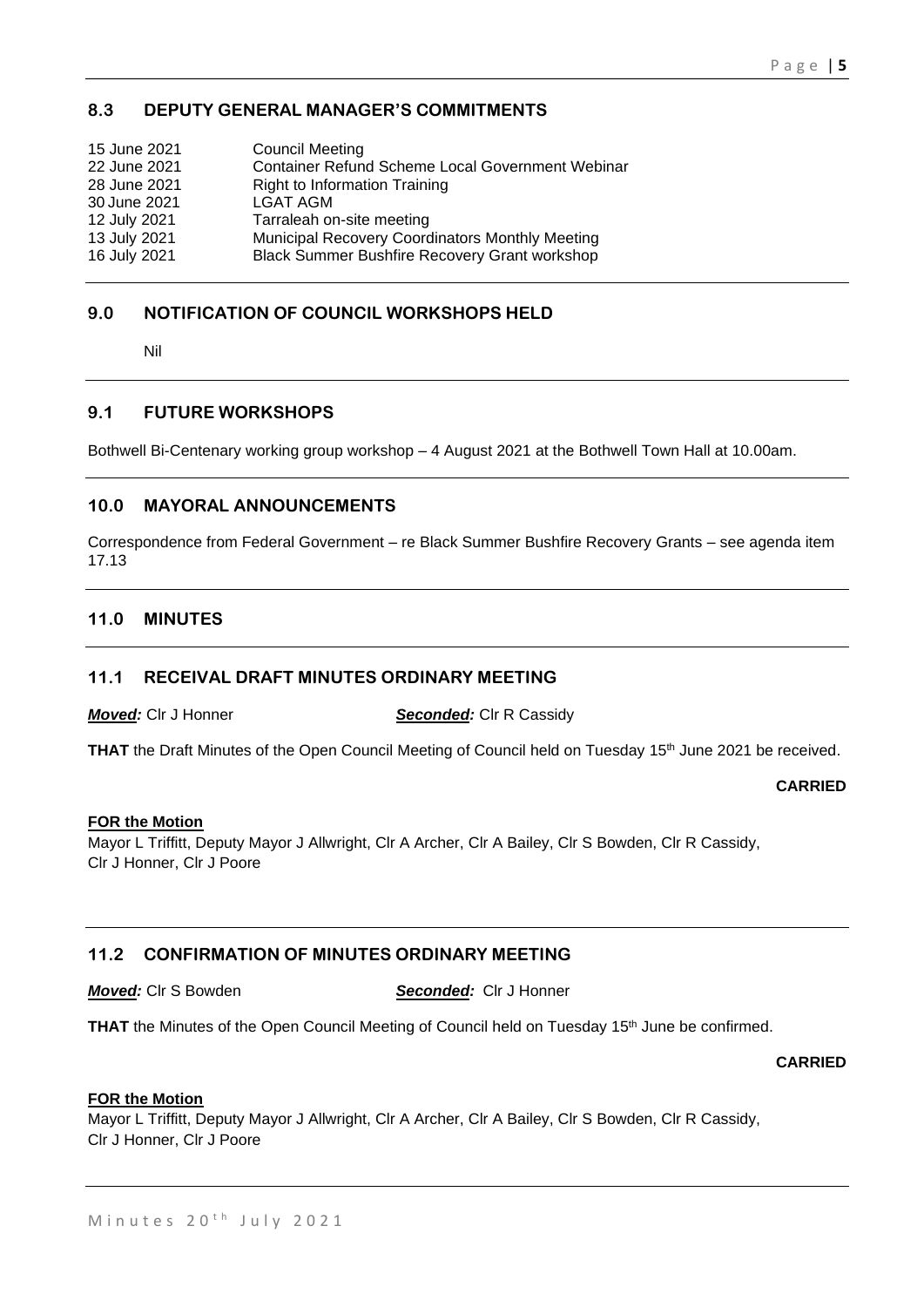## 8.3 DEPUTY GENERAL MANAGER'S COMMITMENTS

| | |
|---|---|
| 15 June 2021 | Council Meeting |
| 22 June 2021 | Container Refund Scheme Local Government Webinar |
| 28 June 2021 | Right to Information Training |
| 30 June 2021 | LGAT AGM |
| 12 July 2021 | Tarraleah on-site meeting |
| 13 July 2021 | Municipal Recovery Coordinators Monthly Meeting |
| 16 July 2021 | Black Summer Bushfire Recovery Grant workshop |

---

## 9.0 NOTIFICATION OF COUNCIL WORKSHOPS HELD

Nil

---

## 9.1 FUTURE WORKSHOPS

Bothwell Bi-Centenary working group workshop – 4 August 2021 at the Bothwell Town Hall at 10.00am.

---

## 10.0 MAYORAL ANNOUNCEMENTS

Correspondence from Federal Government – re Black Summer Bushfire Recovery Grants – see agenda item 17.13

---

## 11.0 MINUTES

---

## 11.1 RECEIVAL DRAFT MINUTES ORDINARY MEETING

***Moved:*** Clr J Honner ***Seconded:*** Clr R Cassidy

**THAT** the Draft Minutes of the Open Council Meeting of Council held on Tuesday 15th June 2021 be received.

**CARRIED**

**FOR the Motion**

Mayor L Triffitt, Deputy Mayor J Allwright, Clr A Archer, Clr A Bailey, Clr S Bowden, Clr R Cassidy, Clr J Honner, Clr J Poore

---

## 11.2 CONFIRMATION OF MINUTES ORDINARY MEETING

***Moved:*** Clr S Bowden ***Seconded:*** Clr J Honner

**THAT** the Minutes of the Open Council Meeting of Council held on Tuesday 15th June be confirmed.

**CARRIED**

**FOR the Motion**

Mayor L Triffitt, Deputy Mayor J Allwright, Clr A Archer, Clr A Bailey, Clr S Bowden, Clr R Cassidy, Clr J Honner, Clr J Poore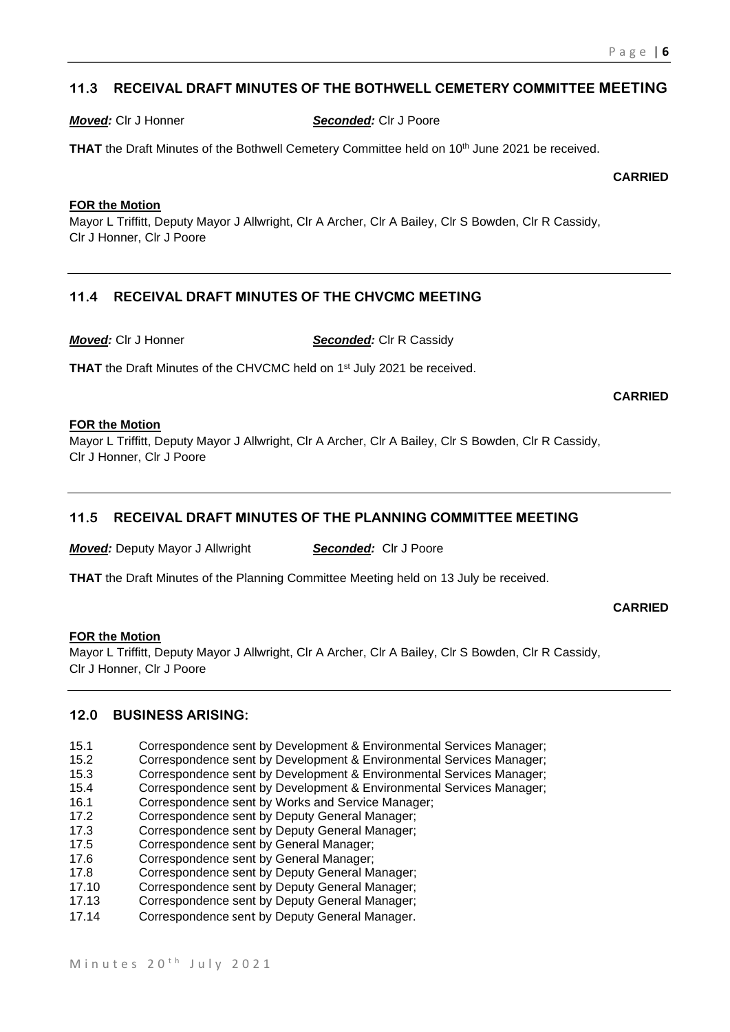## 11.3 RECEIVAL DRAFT MINUTES OF THE BOTHWELL CEMETERY COMMITTEE MEETING

***Moved:*** Clr J Honner ***Seconded:*** Clr J Poore

**THAT** the Draft Minutes of the Bothwell Cemetery Committee held on 10th June 2021 be received.

**CARRIED**

**FOR the Motion**
Mayor L Triffitt, Deputy Mayor J Allwright, Clr A Archer, Clr A Bailey, Clr S Bowden, Clr R Cassidy, Clr J Honner, Clr J Poore

## 11.4 RECEIVAL DRAFT MINUTES OF THE CHVCMC MEETING

***Moved:*** Clr J Honner ***Seconded:*** Clr R Cassidy

**THAT** the Draft Minutes of the CHVCMC held on 1st July 2021 be received.

**CARRIED**

**FOR the Motion**
Mayor L Triffitt, Deputy Mayor J Allwright, Clr A Archer, Clr A Bailey, Clr S Bowden, Clr R Cassidy, Clr J Honner, Clr J Poore

## 11.5 RECEIVAL DRAFT MINUTES OF THE PLANNING COMMITTEE MEETING

***Moved:*** Deputy Mayor J Allwright ***Seconded:*** Clr J Poore

**THAT** the Draft Minutes of the Planning Committee Meeting held on 13 July be received.

**CARRIED**

**FOR the Motion**
Mayor L Triffitt, Deputy Mayor J Allwright, Clr A Archer, Clr A Bailey, Clr S Bowden, Clr R Cassidy, Clr J Honner, Clr J Poore

## 12.0 BUSINESS ARISING:

- 15.1 Correspondence sent by Development & Environmental Services Manager;
- 15.2 Correspondence sent by Development & Environmental Services Manager;
- 15.3 Correspondence sent by Development & Environmental Services Manager;
- 15.4 Correspondence sent by Development & Environmental Services Manager;
- 16.1 Correspondence sent by Works and Service Manager;
- 17.2 Correspondence sent by Deputy General Manager;
- 17.3 Correspondence sent by Deputy General Manager;
- 17.5 Correspondence sent by General Manager;
- 17.6 Correspondence sent by General Manager;
- 17.8 Correspondence sent by Deputy General Manager;
- 17.10 Correspondence sent by Deputy General Manager;
- 17.13 Correspondence sent by Deputy General Manager;
- 17.14 Correspondence sent by Deputy General Manager.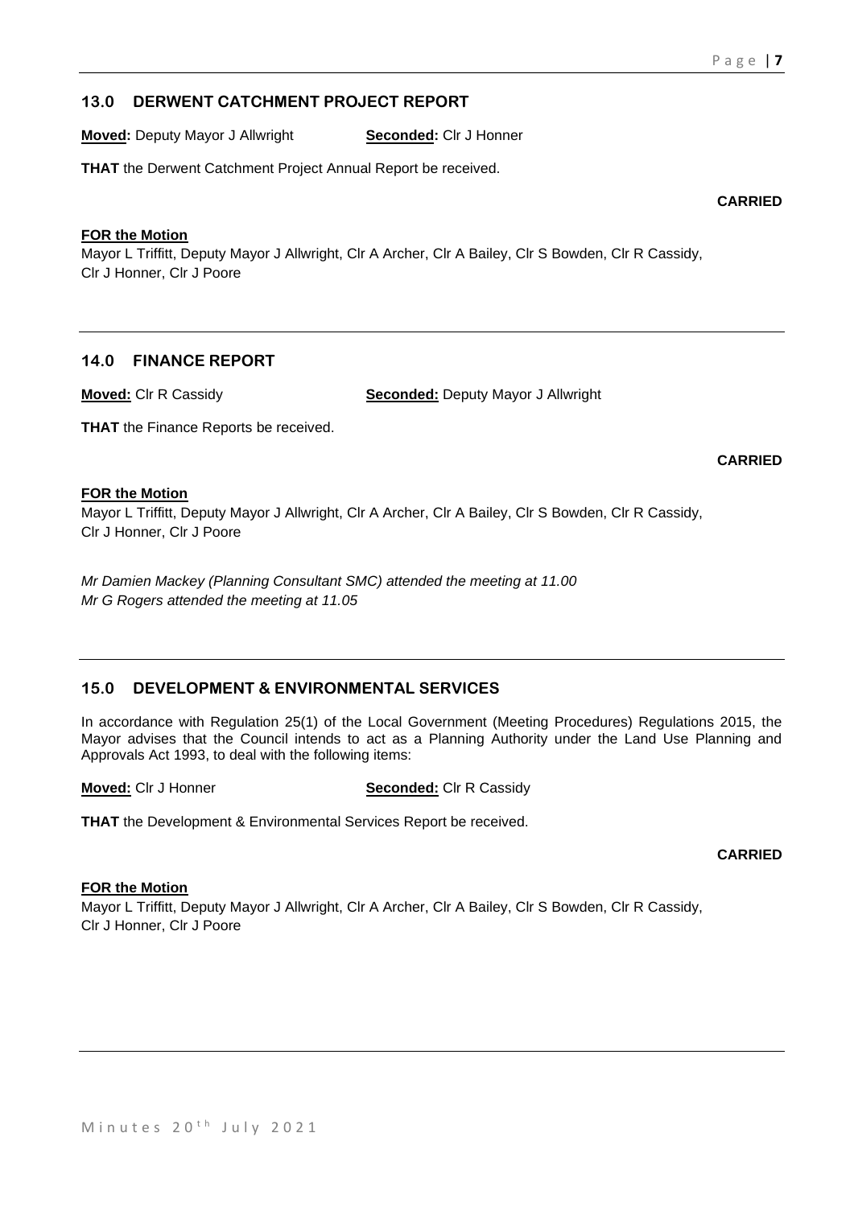## 13.0 DERWENT CATCHMENT PROJECT REPORT

**Moved:** Deputy Mayor J Allwright **Seconded:** Clr J Honner

**THAT** the Derwent Catchment Project Annual Report be received.

**CARRIED**

**FOR the Motion**
Mayor L Triffitt, Deputy Mayor J Allwright, Clr A Archer, Clr A Bailey, Clr S Bowden, Clr R Cassidy, Clr J Honner, Clr J Poore

## 14.0 FINANCE REPORT

**Moved:** Clr R Cassidy **Seconded:** Deputy Mayor J Allwright

**THAT** the Finance Reports be received.

**CARRIED**

**FOR the Motion**
Mayor L Triffitt, Deputy Mayor J Allwright, Clr A Archer, Clr A Bailey, Clr S Bowden, Clr R Cassidy, Clr J Honner, Clr J Poore

*Mr Damien Mackey (Planning Consultant SMC) attended the meeting at 11.00*
*Mr G Rogers attended the meeting at 11.05*

## 15.0 DEVELOPMENT & ENVIRONMENTAL SERVICES

In accordance with Regulation 25(1) of the Local Government (Meeting Procedures) Regulations 2015, the Mayor advises that the Council intends to act as a Planning Authority under the Land Use Planning and Approvals Act 1993, to deal with the following items:

**Moved:** Clr J Honner **Seconded:** Clr R Cassidy

**THAT** the Development & Environmental Services Report be received.

**CARRIED**

**FOR the Motion**
Mayor L Triffitt, Deputy Mayor J Allwright, Clr A Archer, Clr A Bailey, Clr S Bowden, Clr R Cassidy, Clr J Honner, Clr J Poore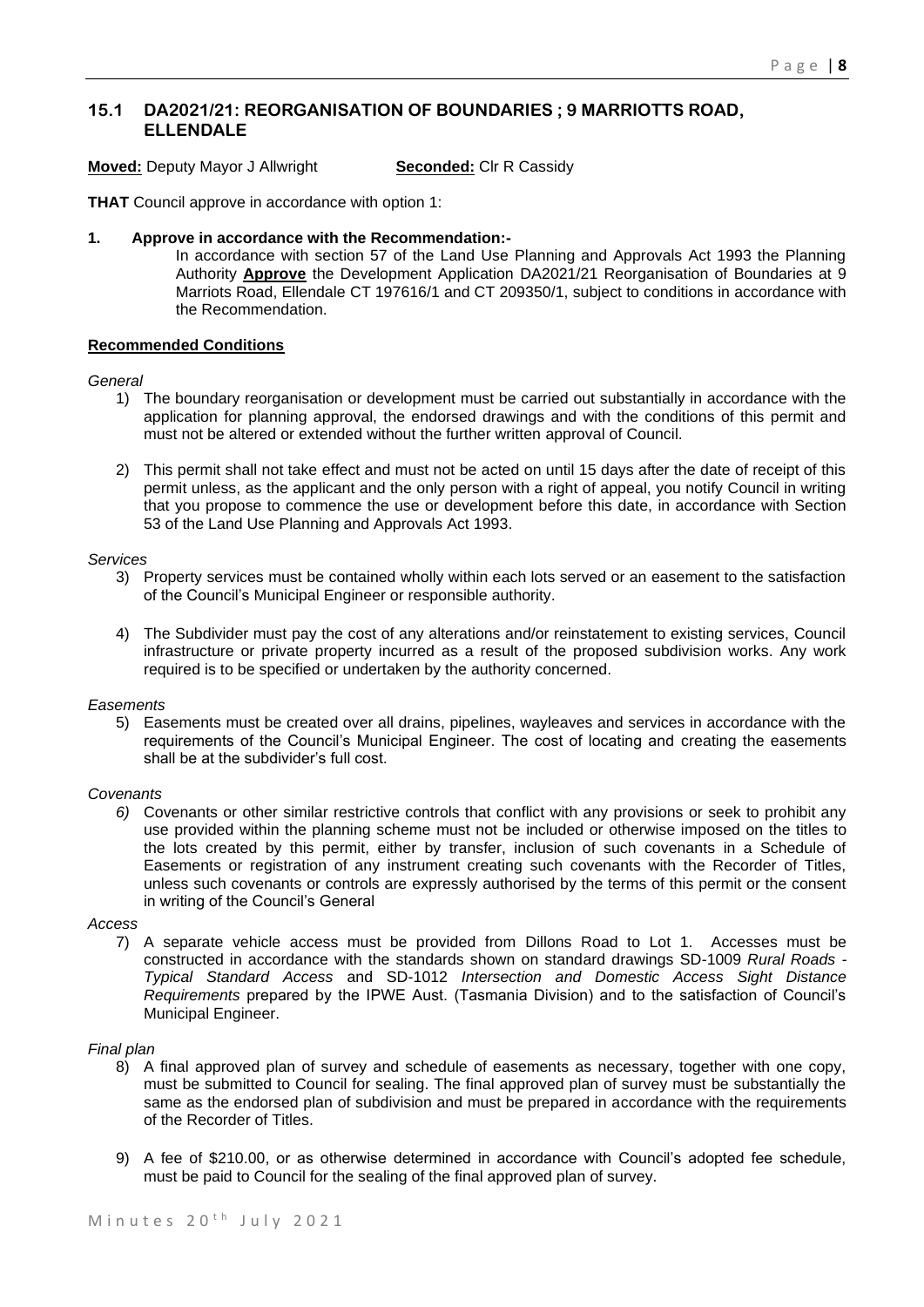## 15.1 DA2021/21: REORGANISATION OF BOUNDARIES ; 9 MARRIOTTS ROAD, ELLENDALE

**Moved:** Deputy Mayor J Allwright **Seconded:** Clr R Cassidy

**THAT** Council approve in accordance with option 1:

**1. Approve in accordance with the Recommendation:-**

In accordance with section 57 of the Land Use Planning and Approvals Act 1993 the Planning Authority **Approve** the Development Application DA2021/21 Reorganisation of Boundaries at 9 Marriots Road, Ellendale CT 197616/1 and CT 209350/1, subject to conditions in accordance with the Recommendation.

**Recommended Conditions**

*General*

1) The boundary reorganisation or development must be carried out substantially in accordance with the application for planning approval, the endorsed drawings and with the conditions of this permit and must not be altered or extended without the further written approval of Council.

2) This permit shall not take effect and must not be acted on until 15 days after the date of receipt of this permit unless, as the applicant and the only person with a right of appeal, you notify Council in writing that you propose to commence the use or development before this date, in accordance with Section 53 of the Land Use Planning and Approvals Act 1993.

*Services*

3) Property services must be contained wholly within each lots served or an easement to the satisfaction of the Council's Municipal Engineer or responsible authority.

4) The Subdivider must pay the cost of any alterations and/or reinstatement to existing services, Council infrastructure or private property incurred as a result of the proposed subdivision works. Any work required is to be specified or undertaken by the authority concerned.

*Easements*

5) Easements must be created over all drains, pipelines, wayleaves and services in accordance with the requirements of the Council's Municipal Engineer. The cost of locating and creating the easements shall be at the subdivider's full cost.

*Covenants*

*6)* Covenants or other similar restrictive controls that conflict with any provisions or seek to prohibit any use provided within the planning scheme must not be included or otherwise imposed on the titles to the lots created by this permit, either by transfer, inclusion of such covenants in a Schedule of Easements or registration of any instrument creating such covenants with the Recorder of Titles, unless such covenants or controls are expressly authorised by the terms of this permit or the consent in writing of the Council's General

*Access*

7) A separate vehicle access must be provided from Dillons Road to Lot 1. Accesses must be constructed in accordance with the standards shown on standard drawings SD-1009 *Rural Roads - Typical Standard Access* and SD-1012 *Intersection and Domestic Access Sight Distance Requirements* prepared by the IPWE Aust. (Tasmania Division) and to the satisfaction of Council's Municipal Engineer.

*Final plan*

8) A final approved plan of survey and schedule of easements as necessary, together with one copy, must be submitted to Council for sealing. The final approved plan of survey must be substantially the same as the endorsed plan of subdivision and must be prepared in accordance with the requirements of the Recorder of Titles.

9) A fee of $210.00, or as otherwise determined in accordance with Council's adopted fee schedule, must be paid to Council for the sealing of the final approved plan of survey.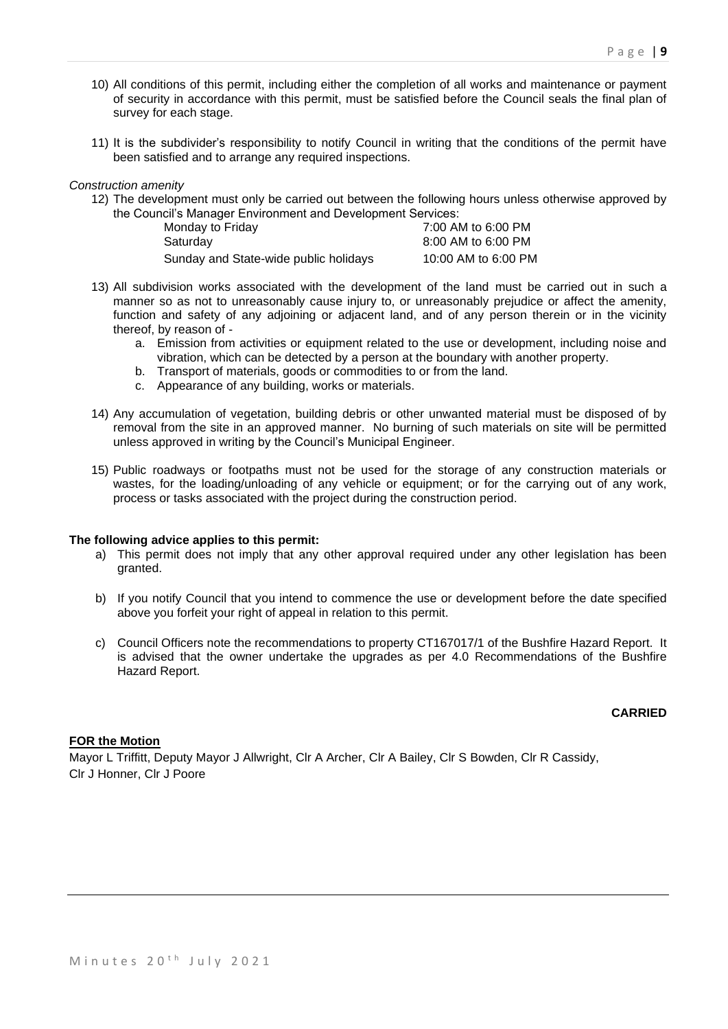10) All conditions of this permit, including either the completion of all works and maintenance or payment of security in accordance with this permit, must be satisfied before the Council seals the final plan of survey for each stage.

11) It is the subdivider's responsibility to notify Council in writing that the conditions of the permit have been satisfied and to arrange any required inspections.

*Construction amenity*

12) The development must only be carried out between the following hours unless otherwise approved by the Council's Manager Environment and Development Services:

| | |
|---|---|
| Monday to Friday | 7:00 AM to 6:00 PM |
| Saturday | 8:00 AM to 6:00 PM |
| Sunday and State-wide public holidays | 10:00 AM to 6:00 PM |

13) All subdivision works associated with the development of the land must be carried out in such a manner so as not to unreasonably cause injury to, or unreasonably prejudice or affect the amenity, function and safety of any adjoining or adjacent land, and of any person therein or in the vicinity thereof, by reason of -
    a. Emission from activities or equipment related to the use or development, including noise and vibration, which can be detected by a person at the boundary with another property.
    b. Transport of materials, goods or commodities to or from the land.
    c. Appearance of any building, works or materials.

14) Any accumulation of vegetation, building debris or other unwanted material must be disposed of by removal from the site in an approved manner. No burning of such materials on site will be permitted unless approved in writing by the Council's Municipal Engineer.

15) Public roadways or footpaths must not be used for the storage of any construction materials or wastes, for the loading/unloading of any vehicle or equipment; or for the carrying out of any work, process or tasks associated with the project during the construction period.

**The following advice applies to this permit:**

a) This permit does not imply that any other approval required under any other legislation has been granted.

b) If you notify Council that you intend to commence the use or development before the date specified above you forfeit your right of appeal in relation to this permit.

c) Council Officers note the recommendations to property CT167017/1 of the Bushfire Hazard Report. It is advised that the owner undertake the upgrades as per 4.0 Recommendations of the Bushfire Hazard Report.

**CARRIED**

**FOR the Motion**

Mayor L Triffitt, Deputy Mayor J Allwright, Clr A Archer, Clr A Bailey, Clr S Bowden, Clr R Cassidy, Clr J Honner, Clr J Poore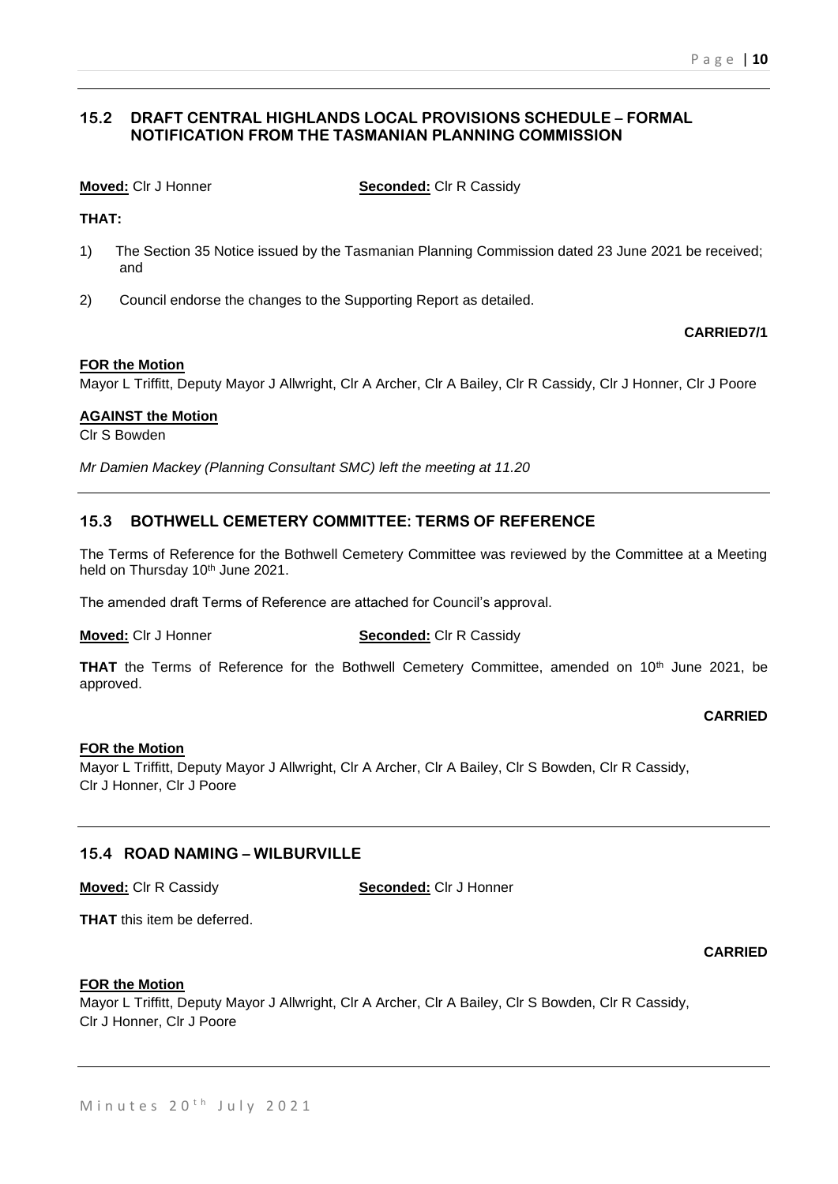## 15.2 DRAFT CENTRAL HIGHLANDS LOCAL PROVISIONS SCHEDULE – FORMAL NOTIFICATION FROM THE TASMANIAN PLANNING COMMISSION

**Moved:** Clr J Honner **Seconded:** Clr R Cassidy

**THAT:**

1) The Section 35 Notice issued by the Tasmanian Planning Commission dated 23 June 2021 be received; and

2) Council endorse the changes to the Supporting Report as detailed.

**CARRIED7/1**

**FOR the Motion**

Mayor L Triffitt, Deputy Mayor J Allwright, Clr A Archer, Clr A Bailey, Clr R Cassidy, Clr J Honner, Clr J Poore

**AGAINST the Motion**

Clr S Bowden

*Mr Damien Mackey (Planning Consultant SMC) left the meeting at 11.20*

## 15.3 BOTHWELL CEMETERY COMMITTEE: TERMS OF REFERENCE

The Terms of Reference for the Bothwell Cemetery Committee was reviewed by the Committee at a Meeting held on Thursday 10th June 2021.

The amended draft Terms of Reference are attached for Council's approval.

**Moved:** Clr J Honner **Seconded:** Clr R Cassidy

**THAT** the Terms of Reference for the Bothwell Cemetery Committee, amended on 10th June 2021, be approved.

**CARRIED**

**FOR the Motion**

Mayor L Triffitt, Deputy Mayor J Allwright, Clr A Archer, Clr A Bailey, Clr S Bowden, Clr R Cassidy, Clr J Honner, Clr J Poore

## 15.4 ROAD NAMING – WILBURVILLE

**Moved:** Clr R Cassidy **Seconded:** Clr J Honner

**THAT** this item be deferred.

**CARRIED**

**FOR the Motion**

Mayor L Triffitt, Deputy Mayor J Allwright, Clr A Archer, Clr A Bailey, Clr S Bowden, Clr R Cassidy, Clr J Honner, Clr J Poore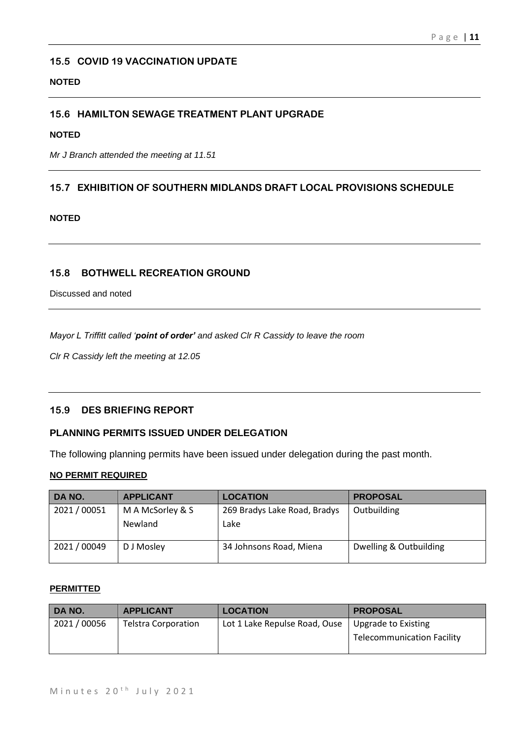## 15.5 COVID 19 VACCINATION UPDATE

**NOTED**

---

## 15.6 HAMILTON SEWAGE TREATMENT PLANT UPGRADE

**NOTED**

*Mr J Branch attended the meeting at 11.51*

---

## 15.7 EXHIBITION OF SOUTHERN MIDLANDS DRAFT LOCAL PROVISIONS SCHEDULE

**NOTED**

---

## 15.8 BOTHWELL RECREATION GROUND

Discussed and noted

---

*Mayor L Triffitt called '**point of order'** and asked Clr R Cassidy to leave the room*

*Clr R Cassidy left the meeting at 12.05*

---

## 15.9 DES BRIEFING REPORT

### PLANNING PERMITS ISSUED UNDER DELEGATION

The following planning permits have been issued under delegation during the past month.

**NO PERMIT REQUIRED**

| DA NO. | APPLICANT | LOCATION | PROPOSAL |
|---|---|---|---|
| 2021 / 00051 | M A McSorley & S Newland | 269 Bradys Lake Road, Bradys Lake | Outbuilding |
| 2021 / 00049 | D J Mosley | 34 Johnsons Road, Miena | Dwelling & Outbuilding |

**PERMITTED**

| DA NO. | APPLICANT | LOCATION | PROPOSAL |
|---|---|---|---|
| 2021 / 00056 | Telstra Corporation | Lot 1 Lake Repulse Road, Ouse | Upgrade to Existing Telecommunication Facility |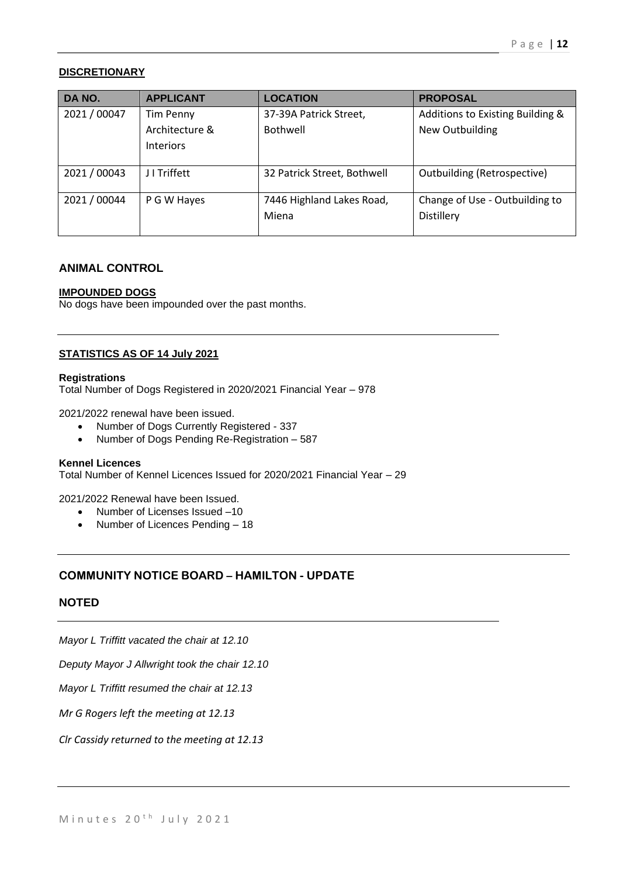**DISCRETIONARY**

| DA NO. | APPLICANT | LOCATION | PROPOSAL |
| --- | --- | --- | --- |
| 2021 / 00047 | Tim Penny Architecture & Interiors | 37-39A Patrick Street, Bothwell | Additions to Existing Building & New Outbuilding |
| 2021 / 00043 | J I Triffett | 32 Patrick Street, Bothwell | Outbuilding (Retrospective) |
| 2021 / 00044 | P G W Hayes | 7446 Highland Lakes Road, Miena | Change of Use - Outbuilding to Distillery |

## ANIMAL CONTROL

**IMPOUNDED DOGS**

No dogs have been impounded over the past months.

---

**STATISTICS AS OF 14 July 2021**

**Registrations**

Total Number of Dogs Registered in 2020/2021 Financial Year – 978

2021/2022 renewal have been issued.

- Number of Dogs Currently Registered - 337
- Number of Dogs Pending Re-Registration – 587

**Kennel Licences**

Total Number of Kennel Licences Issued for 2020/2021 Financial Year – 29

2021/2022 Renewal have been Issued.

- Number of Licenses Issued –10
- Number of Licences Pending – 18

---

## COMMUNITY NOTICE BOARD – HAMILTON - UPDATE

## NOTED

---

*Mayor L Triffitt vacated the chair at 12.10*

*Deputy Mayor J Allwright took the chair 12.10*

*Mayor L Triffitt resumed the chair at 12.13*

*Mr G Rogers left the meeting at 12.13*

*Clr Cassidy returned to the meeting at 12.13*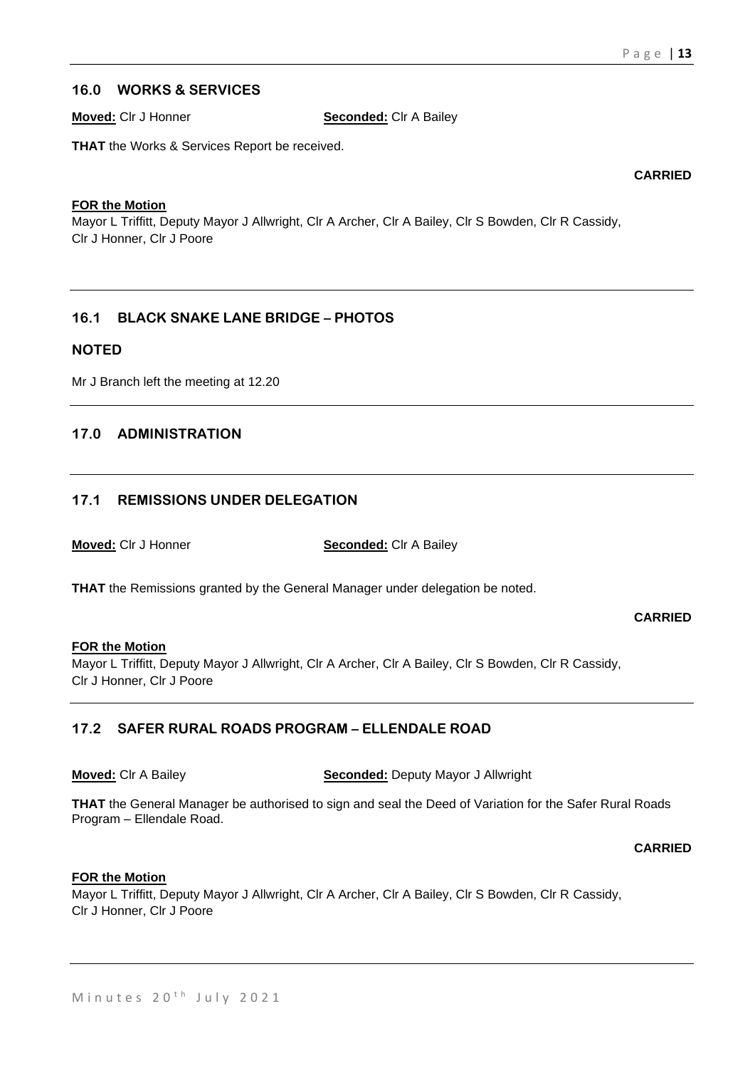## 16.0 WORKS & SERVICES

**Moved:** Clr J Honner **Seconded:** Clr A Bailey

**THAT** the Works & Services Report be received.

**CARRIED**

**FOR the Motion**
Mayor L Triffitt, Deputy Mayor J Allwright, Clr A Archer, Clr A Bailey, Clr S Bowden, Clr R Cassidy, Clr J Honner, Clr J Poore

---

## 16.1 BLACK SNAKE LANE BRIDGE – PHOTOS

## NOTED

Mr J Branch left the meeting at 12.20

---

## 17.0 ADMINISTRATION

---

## 17.1 REMISSIONS UNDER DELEGATION

**Moved:** Clr J Honner **Seconded:** Clr A Bailey

**THAT** the Remissions granted by the General Manager under delegation be noted.

**CARRIED**

**FOR the Motion**
Mayor L Triffitt, Deputy Mayor J Allwright, Clr A Archer, Clr A Bailey, Clr S Bowden, Clr R Cassidy, Clr J Honner, Clr J Poore

---

## 17.2 SAFER RURAL ROADS PROGRAM – ELLENDALE ROAD

**Moved:** Clr A Bailey **Seconded:** Deputy Mayor J Allwright

**THAT** the General Manager be authorised to sign and seal the Deed of Variation for the Safer Rural Roads Program – Ellendale Road.

**CARRIED**

**FOR the Motion**
Mayor L Triffitt, Deputy Mayor J Allwright, Clr A Archer, Clr A Bailey, Clr S Bowden, Clr R Cassidy, Clr J Honner, Clr J Poore

---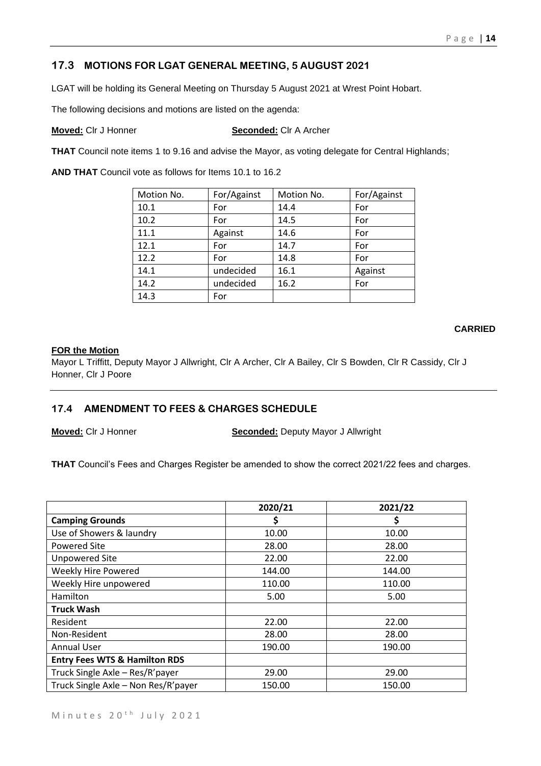## 17.3 MOTIONS FOR LGAT GENERAL MEETING, 5 AUGUST 2021

LGAT will be holding its General Meeting on Thursday 5 August 2021 at Wrest Point Hobart.

The following decisions and motions are listed on the agenda:

**Moved:** Clr J Honner **Seconded:** Clr A Archer

**THAT** Council note items 1 to 9.16 and advise the Mayor, as voting delegate for Central Highlands;

**AND THAT** Council vote as follows for Items 10.1 to 16.2

| Motion No. | For/Against | Motion No. | For/Against |
|---|---|---|---|
| 10.1 | For | 14.4 | For |
| 10.2 | For | 14.5 | For |
| 11.1 | Against | 14.6 | For |
| 12.1 | For | 14.7 | For |
| 12.2 | For | 14.8 | For |
| 14.1 | undecided | 16.1 | Against |
| 14.2 | undecided | 16.2 | For |
| 14.3 | For | | |

**CARRIED**

**FOR the Motion**

Mayor L Triffitt, Deputy Mayor J Allwright, Clr A Archer, Clr A Bailey, Clr S Bowden, Clr R Cassidy, Clr J Honner, Clr J Poore

---

## 17.4 AMENDMENT TO FEES & CHARGES SCHEDULE

**Moved:** Clr J Honner **Seconded:** Deputy Mayor J Allwright

**THAT** Council's Fees and Charges Register be amended to show the correct 2021/22 fees and charges.

| | 2020/21 | 2021/22 |
|---|---|---|
| **Camping Grounds** | **$** | **$** |
| Use of Showers & laundry | 10.00 | 10.00 |
| Powered Site | 28.00 | 28.00 |
| Unpowered Site | 22.00 | 22.00 |
| Weekly Hire Powered | 144.00 | 144.00 |
| Weekly Hire unpowered | 110.00 | 110.00 |
| Hamilton | 5.00 | 5.00 |
| **Truck Wash** | | |
| Resident | 22.00 | 22.00 |
| Non-Resident | 28.00 | 28.00 |
| Annual User | 190.00 | 190.00 |
| **Entry Fees WTS & Hamilton RDS** | | |
| Truck Single Axle – Res/R'payer | 29.00 | 29.00 |
| Truck Single Axle – Non Res/R'payer | 150.00 | 150.00 |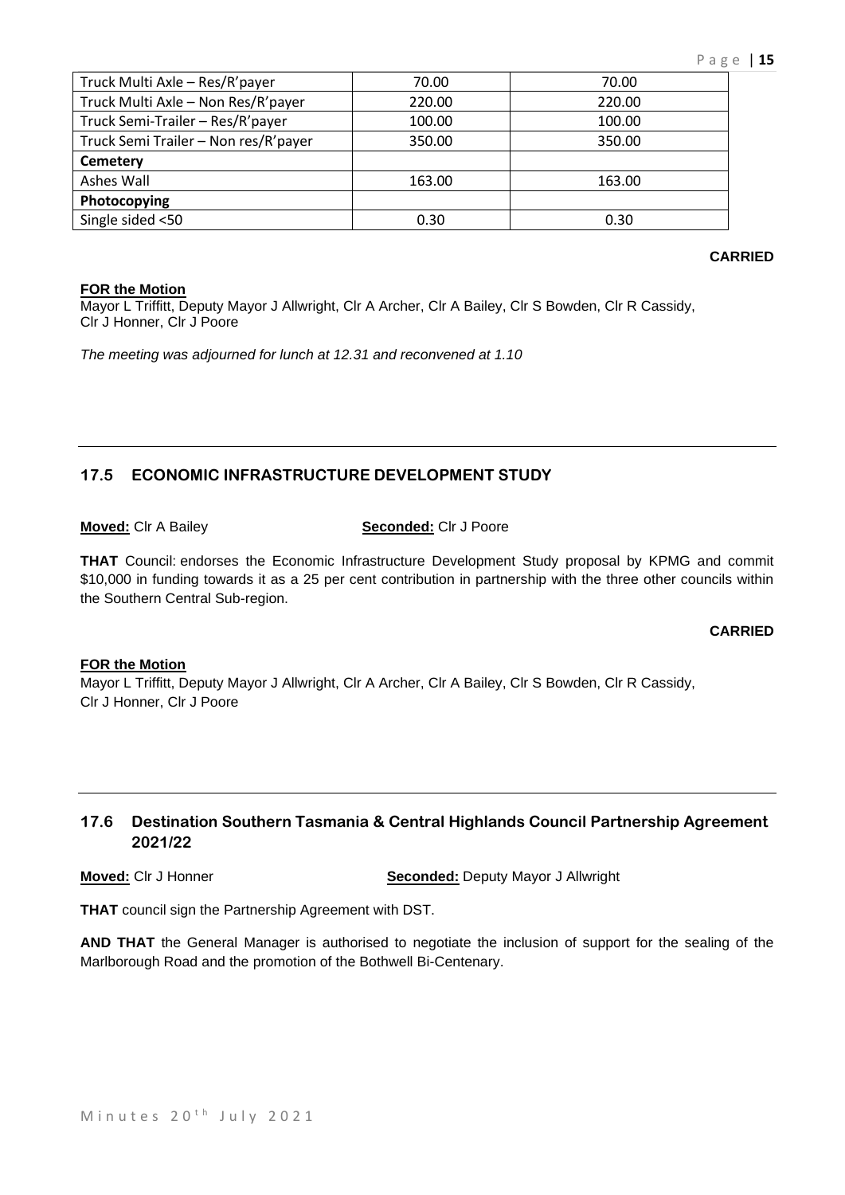| | | |
|---|---|---|
| Truck Multi Axle – Res/R'payer | 70.00 | 70.00 |
| Truck Multi Axle – Non Res/R'payer | 220.00 | 220.00 |
| Truck Semi-Trailer – Res/R'payer | 100.00 | 100.00 |
| Truck Semi Trailer – Non res/R'payer | 350.00 | 350.00 |
| **Cemetery** | | |
| Ashes Wall | 163.00 | 163.00 |
| **Photocopying** | | |
| Single sided <50 | 0.30 | 0.30 |

**CARRIED**

**FOR the Motion**
Mayor L Triffitt, Deputy Mayor J Allwright, Clr A Archer, Clr A Bailey, Clr S Bowden, Clr R Cassidy, Clr J Honner, Clr J Poore

*The meeting was adjourned for lunch at 12.31 and reconvened at 1.10*

---

## 17.5 ECONOMIC INFRASTRUCTURE DEVELOPMENT STUDY

**Moved:** Clr A Bailey **Seconded:** Clr J Poore

**THAT** Council: endorses the Economic Infrastructure Development Study proposal by KPMG and commit $10,000 in funding towards it as a 25 per cent contribution in partnership with the three other councils within the Southern Central Sub-region.

**CARRIED**

**FOR the Motion**
Mayor L Triffitt, Deputy Mayor J Allwright, Clr A Archer, Clr A Bailey, Clr S Bowden, Clr R Cassidy, Clr J Honner, Clr J Poore

---

## 17.6 Destination Southern Tasmania & Central Highlands Council Partnership Agreement 2021/22

**Moved:** Clr J Honner **Seconded:** Deputy Mayor J Allwright

**THAT** council sign the Partnership Agreement with DST.

**AND THAT** the General Manager is authorised to negotiate the inclusion of support for the sealing of the Marlborough Road and the promotion of the Bothwell Bi-Centenary.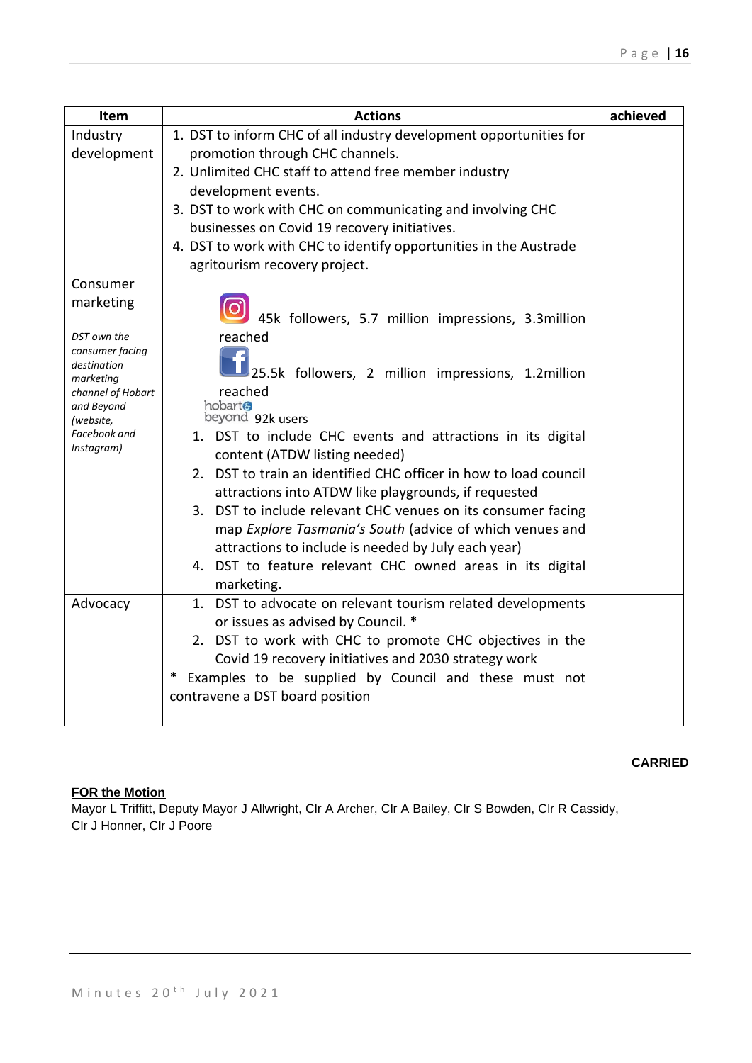| Item | Actions | achieved |
|---|---|---|
| Industry development | 1. DST to inform CHC of all industry development opportunities for promotion through CHC channels.<br>2. Unlimited CHC staff to attend free member industry development events.<br>3. DST to work with CHC on communicating and involving CHC businesses on Covid 19 recovery initiatives.<br>4. DST to work with CHC to identify opportunities in the Austrade agritourism recovery project. | |
| Consumer marketing<br><br>*DST own the consumer facing destination marketing channel of Hobart and Beyond (website, Facebook and Instagram)* | Instagram: 45k followers, 5.7 million impressions, 3.3million reached<br>Facebook: 25.5k followers, 2 million impressions, 1.2million reached<br>hobart& beyond 92k users<br>1. DST to include CHC events and attractions in its digital content (ATDW listing needed)<br>2. DST to train an identified CHC officer in how to load council attractions into ATDW like playgrounds, if requested<br>3. DST to include relevant CHC venues on its consumer facing map *Explore Tasmania's South* (advice of which venues and attractions to include is needed by July each year)<br>4. DST to feature relevant CHC owned areas in its digital marketing. | |
| Advocacy | 1. DST to advocate on relevant tourism related developments or issues as advised by Council. *<br>2. DST to work with CHC to promote CHC objectives in the Covid 19 recovery initiatives and 2030 strategy work<br>* Examples to be supplied by Council and these must not contravene a DST board position | |

**CARRIED**

**FOR the Motion**

Mayor L Triffitt, Deputy Mayor J Allwright, Clr A Archer, Clr A Bailey, Clr S Bowden, Clr R Cassidy, Clr J Honner, Clr J Poore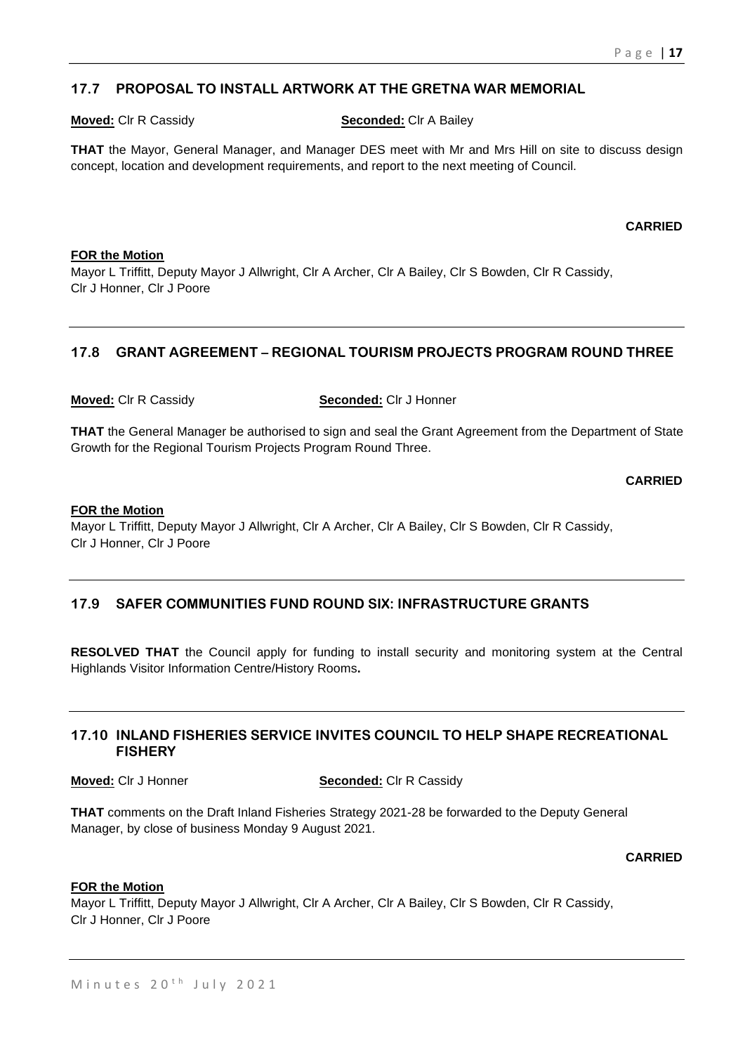## 17.7 PROPOSAL TO INSTALL ARTWORK AT THE GRETNA WAR MEMORIAL

**Moved:** Clr R Cassidy **Seconded:** Clr A Bailey

**THAT** the Mayor, General Manager, and Manager DES meet with Mr and Mrs Hill on site to discuss design concept, location and development requirements, and report to the next meeting of Council.

**CARRIED**

**FOR the Motion**

Mayor L Triffitt, Deputy Mayor J Allwright, Clr A Archer, Clr A Bailey, Clr S Bowden, Clr R Cassidy, Clr J Honner, Clr J Poore

---

## 17.8 GRANT AGREEMENT – REGIONAL TOURISM PROJECTS PROGRAM ROUND THREE

**Moved:** Clr R Cassidy **Seconded:** Clr J Honner

**THAT** the General Manager be authorised to sign and seal the Grant Agreement from the Department of State Growth for the Regional Tourism Projects Program Round Three.

**CARRIED**

**FOR the Motion**

Mayor L Triffitt, Deputy Mayor J Allwright, Clr A Archer, Clr A Bailey, Clr S Bowden, Clr R Cassidy, Clr J Honner, Clr J Poore

---

## 17.9 SAFER COMMUNITIES FUND ROUND SIX: INFRASTRUCTURE GRANTS

**RESOLVED THAT** the Council apply for funding to install security and monitoring system at the Central Highlands Visitor Information Centre/History Rooms**.**

---

## 17.10 INLAND FISHERIES SERVICE INVITES COUNCIL TO HELP SHAPE RECREATIONAL FISHERY

**Moved:** Clr J Honner **Seconded:** Clr R Cassidy

**THAT** comments on the Draft Inland Fisheries Strategy 2021-28 be forwarded to the Deputy General Manager, by close of business Monday 9 August 2021.

**CARRIED**

**FOR the Motion**

Mayor L Triffitt, Deputy Mayor J Allwright, Clr A Archer, Clr A Bailey, Clr S Bowden, Clr R Cassidy, Clr J Honner, Clr J Poore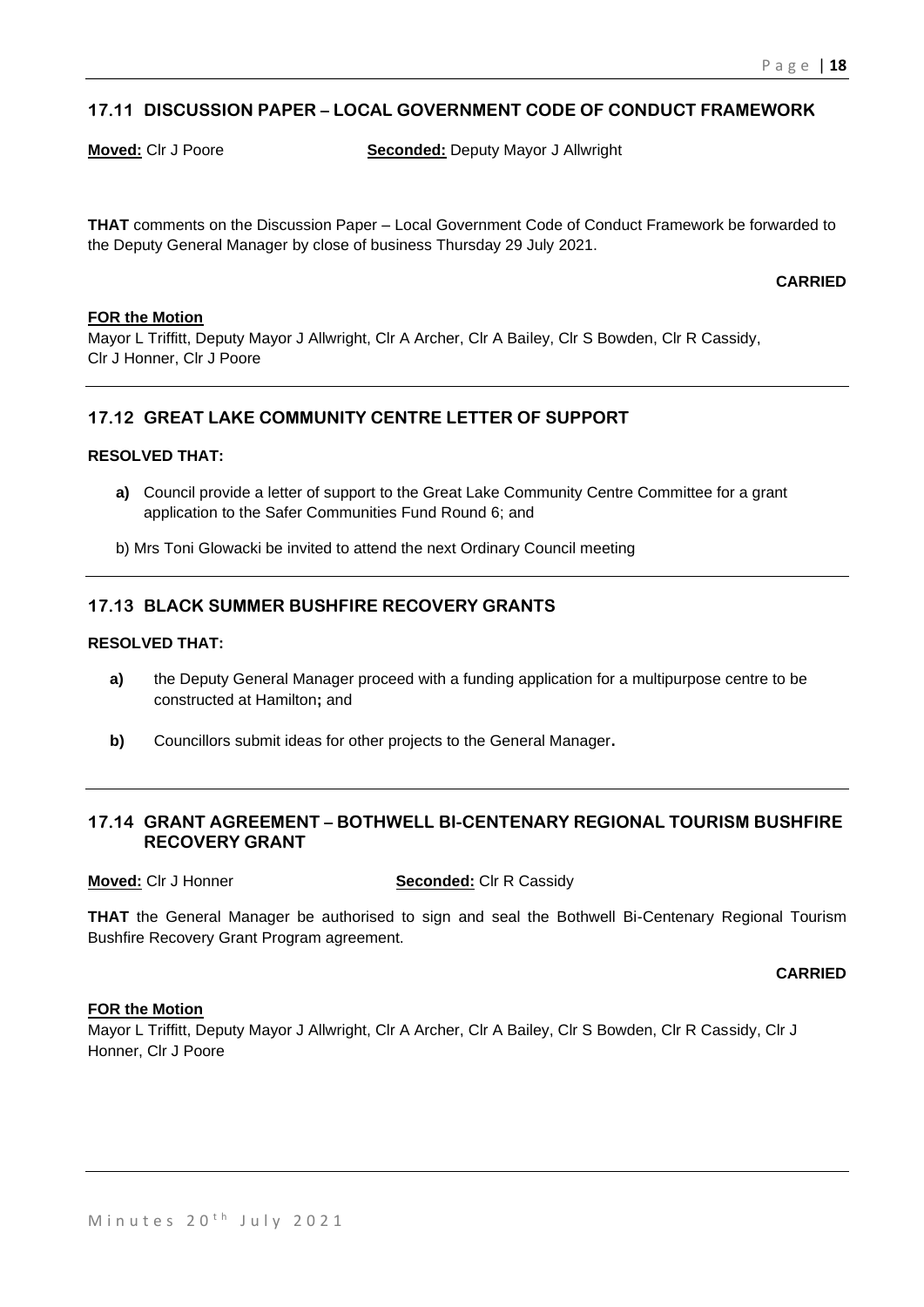## 17.11 DISCUSSION PAPER – LOCAL GOVERNMENT CODE OF CONDUCT FRAMEWORK

**Moved:** Clr J Poore **Seconded:** Deputy Mayor J Allwright

**THAT** comments on the Discussion Paper – Local Government Code of Conduct Framework be forwarded to the Deputy General Manager by close of business Thursday 29 July 2021.

**CARRIED**

**FOR the Motion**

Mayor L Triffitt, Deputy Mayor J Allwright, Clr A Archer, Clr A Bailey, Clr S Bowden, Clr R Cassidy, Clr J Honner, Clr J Poore

## 17.12 GREAT LAKE COMMUNITY CENTRE LETTER OF SUPPORT

**RESOLVED THAT:**

**a)** Council provide a letter of support to the Great Lake Community Centre Committee for a grant application to the Safer Communities Fund Round 6; and

b) Mrs Toni Glowacki be invited to attend the next Ordinary Council meeting

## 17.13 BLACK SUMMER BUSHFIRE RECOVERY GRANTS

**RESOLVED THAT:**

**a)** the Deputy General Manager proceed with a funding application for a multipurpose centre to be constructed at Hamilton**;** and

**b)** Councillors submit ideas for other projects to the General Manager**.**

## 17.14 GRANT AGREEMENT – BOTHWELL BI-CENTENARY REGIONAL TOURISM BUSHFIRE RECOVERY GRANT

**Moved:** Clr J Honner **Seconded:** Clr R Cassidy

**THAT** the General Manager be authorised to sign and seal the Bothwell Bi-Centenary Regional Tourism Bushfire Recovery Grant Program agreement.

**CARRIED**

**FOR the Motion**

Mayor L Triffitt, Deputy Mayor J Allwright, Clr A Archer, Clr A Bailey, Clr S Bowden, Clr R Cassidy, Clr J Honner, Clr J Poore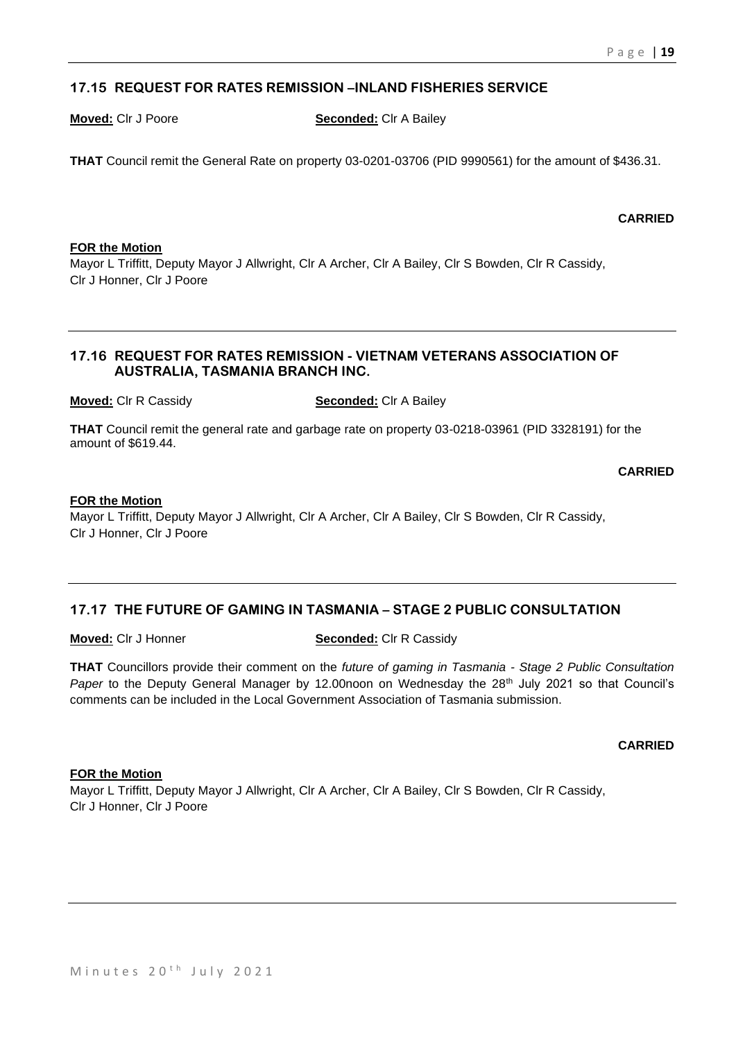## 17.15 REQUEST FOR RATES REMISSION –INLAND FISHERIES SERVICE

**Moved:** Clr J Poore **Seconded:** Clr A Bailey

**THAT** Council remit the General Rate on property 03-0201-03706 (PID 9990561) for the amount of $436.31.

**CARRIED**

**FOR the Motion**

Mayor L Triffitt, Deputy Mayor J Allwright, Clr A Archer, Clr A Bailey, Clr S Bowden, Clr R Cassidy, Clr J Honner, Clr J Poore

---

## 17.16 REQUEST FOR RATES REMISSION - VIETNAM VETERANS ASSOCIATION OF AUSTRALIA, TASMANIA BRANCH INC.

**Moved:** Clr R Cassidy **Seconded:** Clr A Bailey

**THAT** Council remit the general rate and garbage rate on property 03-0218-03961 (PID 3328191) for the amount of $619.44.

**CARRIED**

**FOR the Motion**

Mayor L Triffitt, Deputy Mayor J Allwright, Clr A Archer, Clr A Bailey, Clr S Bowden, Clr R Cassidy, Clr J Honner, Clr J Poore

---

## 17.17 THE FUTURE OF GAMING IN TASMANIA – STAGE 2 PUBLIC CONSULTATION

**Moved:** Clr J Honner **Seconded:** Clr R Cassidy

**THAT** Councillors provide their comment on the *future of gaming in Tasmania - Stage 2 Public Consultation Paper* to the Deputy General Manager by 12.00noon on Wednesday the 28th July 2021 so that Council's comments can be included in the Local Government Association of Tasmania submission.

**CARRIED**

**FOR the Motion**

Mayor L Triffitt, Deputy Mayor J Allwright, Clr A Archer, Clr A Bailey, Clr S Bowden, Clr R Cassidy, Clr J Honner, Clr J Poore

---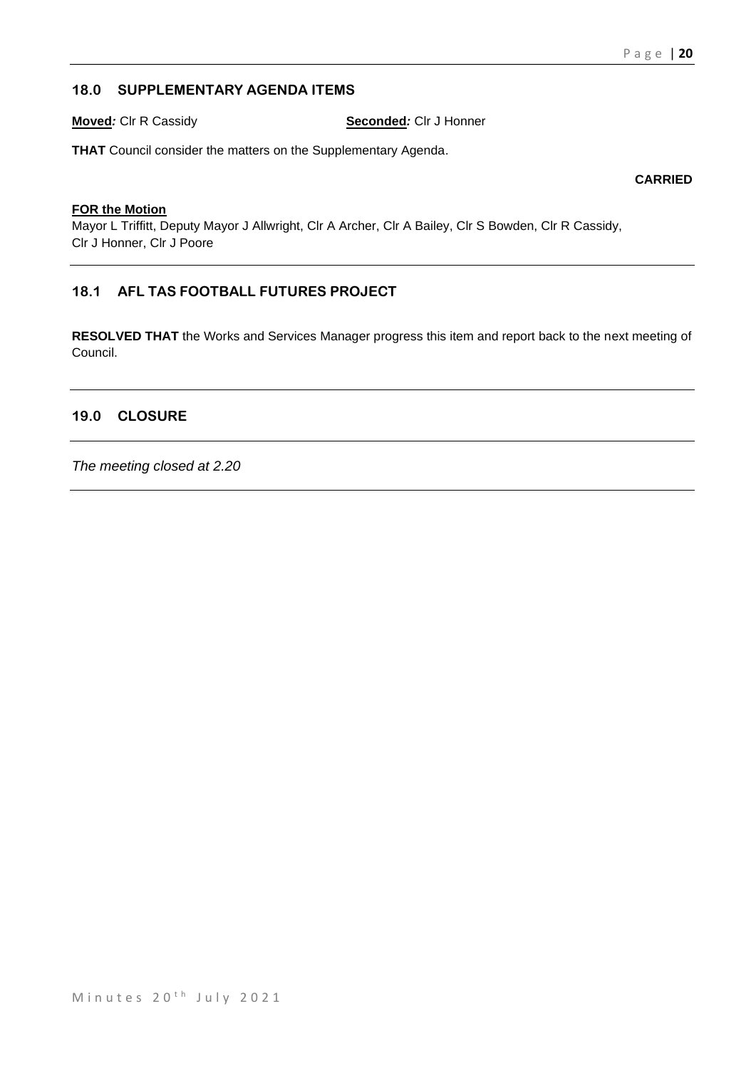## 18.0 SUPPLEMENTARY AGENDA ITEMS

**Moved:** Clr R Cassidy **Seconded:** Clr J Honner

**THAT** Council consider the matters on the Supplementary Agenda.

**CARRIED**

**FOR the Motion**
Mayor L Triffitt, Deputy Mayor J Allwright, Clr A Archer, Clr A Bailey, Clr S Bowden, Clr R Cassidy, Clr J Honner, Clr J Poore

---

## 18.1 AFL TAS FOOTBALL FUTURES PROJECT

**RESOLVED THAT** the Works and Services Manager progress this item and report back to the next meeting of Council.

---

## 19.0 CLOSURE

*The meeting closed at 2.20*